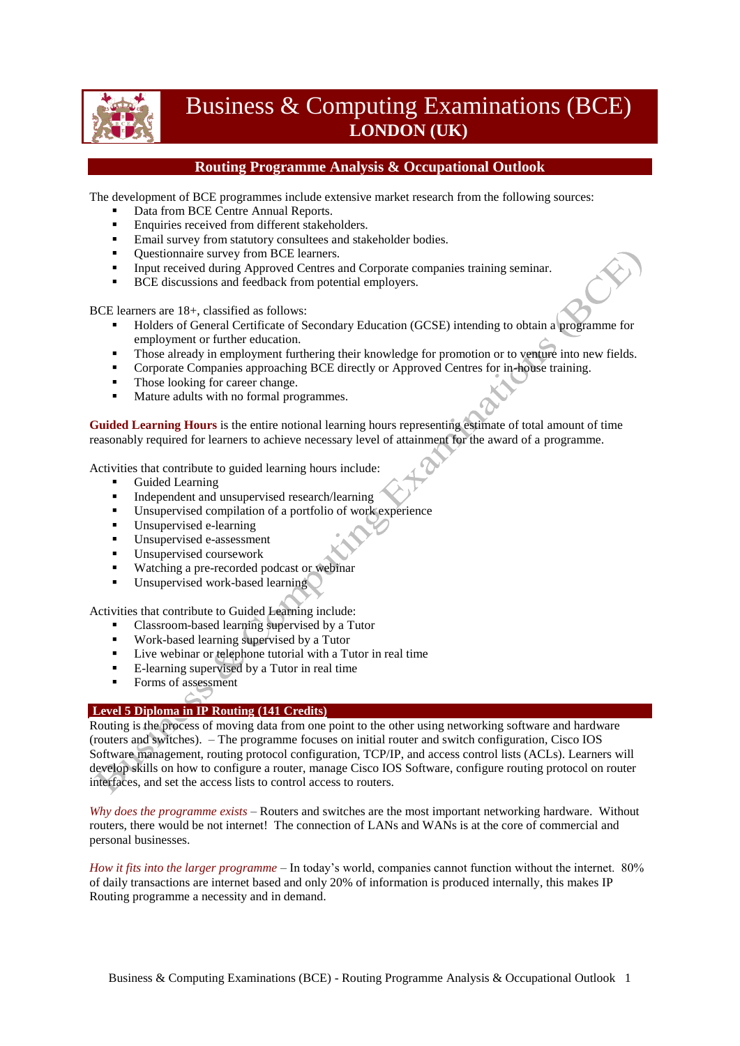# Business & Computing Examinations (BCE)
## LONDON (UK)

## Routing Programme Analysis & Occupational Outlook

The development of BCE programmes include extensive market research from the following sources:

- Data from BCE Centre Annual Reports.
- Enquiries received from different stakeholders.
- Email survey from statutory consultees and stakeholder bodies.
- Questionnaire survey from BCE learners.
- Input received during Approved Centres and Corporate companies training seminar.
- BCE discussions and feedback from potential employers.

BCE learners are 18+, classified as follows:

- Holders of General Certificate of Secondary Education (GCSE) intending to obtain a programme for employment or further education.
- Those already in employment furthering their knowledge for promotion or to venture into new fields.
- Corporate Companies approaching BCE directly or Approved Centres for in-house training.
- Those looking for career change.
- Mature adults with no formal programmes.

**Guided Learning Hours** is the entire notional learning hours representing estimate of total amount of time reasonably required for learners to achieve necessary level of attainment for the award of a programme.

Activities that contribute to guided learning hours include:

- Guided Learning
- Independent and unsupervised research/learning
- Unsupervised compilation of a portfolio of work experience
- Unsupervised e-learning
- Unsupervised e-assessment
- Unsupervised coursework
- Watching a pre-recorded podcast or webinar
- Unsupervised work-based learning

Activities that contribute to Guided Learning include:

- Classroom-based learning supervised by a Tutor
- Work-based learning supervised by a Tutor
- Live webinar or telephone tutorial with a Tutor in real time
- E-learning supervised by a Tutor in real time
- Forms of assessment

## Level 5 Diploma in IP Routing (141 Credits)

Routing is the process of moving data from one point to the other using networking software and hardware (routers and switches). – The programme focuses on initial router and switch configuration, Cisco IOS Software management, routing protocol configuration, TCP/IP, and access control lists (ACLs). Learners will develop skills on how to configure a router, manage Cisco IOS Software, configure routing protocol on router interfaces, and set the access lists to control access to routers.

*Why does the programme exists* – Routers and switches are the most important networking hardware. Without routers, there would be not internet! The connection of LANs and WANs is at the core of commercial and personal businesses.

*How it fits into the larger programme* – In today's world, companies cannot function without the internet. 80% of daily transactions are internet based and only 20% of information is produced internally, this makes IP Routing programme a necessity and in demand.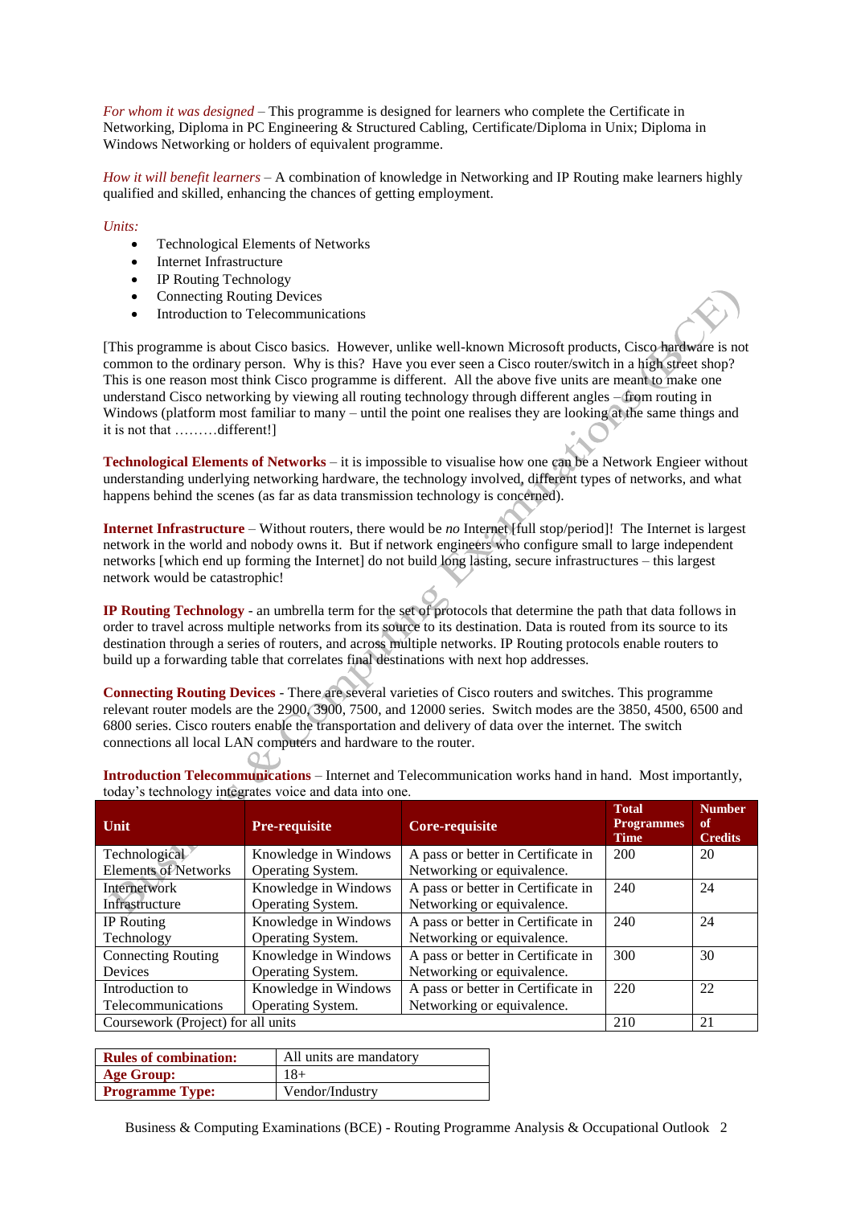*For whom it was designed* – This programme is designed for learners who complete the Certificate in Networking, Diploma in PC Engineering & Structured Cabling, Certificate/Diploma in Unix; Diploma in Windows Networking or holders of equivalent programme.

*How it will benefit learners* – A combination of knowledge in Networking and IP Routing make learners highly qualified and skilled, enhancing the chances of getting employment.

*Units:*

- Technological Elements of Networks
- Internet Infrastructure
- IP Routing Technology
- Connecting Routing Devices
- Introduction to Telecommunications

[This programme is about Cisco basics. However, unlike well-known Microsoft products, Cisco hardware is not common to the ordinary person. Why is this? Have you ever seen a Cisco router/switch in a high street shop? This is one reason most think Cisco programme is different. All the above five units are meant to make one understand Cisco networking by viewing all routing technology through different angles – from routing in Windows (platform most familiar to many – until the point one realises they are looking at the same things and it is not that ………different!]

**Technological Elements of Networks** – it is impossible to visualise how one can be a Network Engieer without understanding underlying networking hardware, the technology involved, different types of networks, and what happens behind the scenes (as far as data transmission technology is concerned).

**Internet Infrastructure** – Without routers, there would be *no* Internet [full stop/period]! The Internet is largest network in the world and nobody owns it. But if network engineers who configure small to large independent networks [which end up forming the Internet] do not build long lasting, secure infrastructures – this largest network would be catastrophic!

**IP Routing Technology** - an umbrella term for the set of protocols that determine the path that data follows in order to travel across multiple networks from its source to its destination. Data is routed from its source to its destination through a series of routers, and across multiple networks. IP Routing protocols enable routers to build up a forwarding table that correlates final destinations with next hop addresses.

**Connecting Routing Devices** - There are several varieties of Cisco routers and switches. This programme relevant router models are the 2900, 3900, 7500, and 12000 series. Switch modes are the 3850, 4500, 6500 and 6800 series. Cisco routers enable the transportation and delivery of data over the internet. The switch connections all local LAN computers and hardware to the router.

**Introduction Telecommunications** – Internet and Telecommunication works hand in hand. Most importantly, today's technology integrates voice and data into one.

| Unit | Pre-requisite | Core-requisite | Total Programmes Time | Number of Credits |
|---|---|---|---|---|
| Technological Elements of Networks | Knowledge in Windows Operating System. | A pass or better in Certificate in Networking or equivalence. | 200 | 20 |
| Internetwork Infrastructure | Knowledge in Windows Operating System. | A pass or better in Certificate in Networking or equivalence. | 240 | 24 |
| IP Routing Technology | Knowledge in Windows Operating System. | A pass or better in Certificate in Networking or equivalence. | 240 | 24 |
| Connecting Routing Devices | Knowledge in Windows Operating System. | A pass or better in Certificate in Networking or equivalence. | 300 | 30 |
| Introduction to Telecommunications | Knowledge in Windows Operating System. | A pass or better in Certificate in Networking or equivalence. | 220 | 22 |
| Coursework (Project) for all units | | | 210 | 21 |

| | |
|---|---|
| **Rules of combination:** | All units are mandatory |
| **Age Group:** | 18+ |
| **Programme Type:** | Vendor/Industry |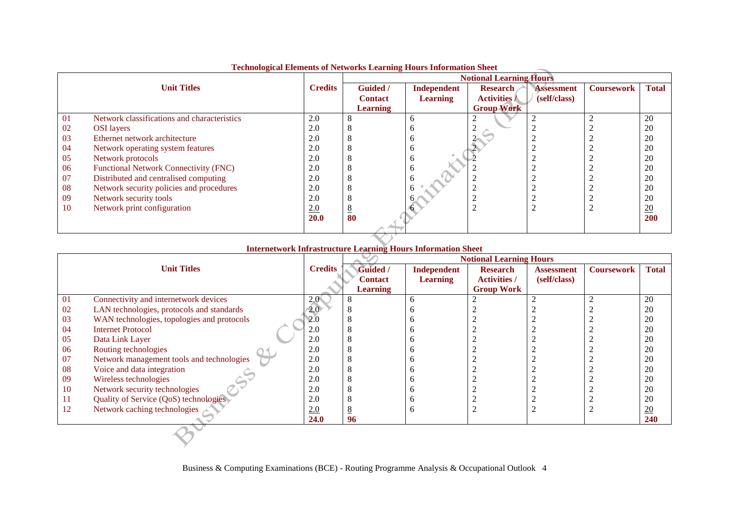**Technological Elements of Networks Learning Hours Information Sheet**

| Unit Titles | | Credits | Notional Learning Hours | | | | | |
|---|---|---|---|---|---|---|---|---|
| | | | Guided / Contact Learning | Independent Learning | Research Activities / Group Work | Assessment (self/class) | Coursework | Total |
| 01 | Network classifications and characteristics | 2.0 | 8 | 6 | 2 | 2 | 2 | 20 |
| 02 | OSI layers | 2.0 | 8 | 6 | 2 | 2 | 2 | 20 |
| 03 | Ethernet network architecture | 2.0 | 8 | 6 | 2 | 2 | 2 | 20 |
| 04 | Network operating system features | 2.0 | 8 | 6 | 2 | 2 | 2 | 20 |
| 05 | Network protocols | 2.0 | 8 | 6 | 2 | 2 | 2 | 20 |
| 06 | Functional Network Connectivity (FNC) | 2.0 | 8 | 6 | 2 | 2 | 2 | 20 |
| 07 | Distributed and centralised computing | 2.0 | 8 | 6 | 2 | 2 | 2 | 20 |
| 08 | Network security policies and procedures | 2.0 | 8 | 6 | 2 | 2 | 2 | 20 |
| 09 | Network security tools | 2.0 | 8 | 6 | 2 | 2 | 2 | 20 |
| 10 | Network print configuration | 2.0 | 8 | 6 | 2 | 2 | 2 | 20 |
| | | **20.0** | **80** | | | | | **200** |

**Internetwork Infrastructure Learning Hours Information Sheet**

| Unit Titles | | Credits | Notional Learning Hours | | | | | |
|---|---|---|---|---|---|---|---|---|
| | | | Guided / Contact Learning | Independent Learning | Research Activities / Group Work | Assessment (self/class) | Coursework | Total |
| 01 | Connectivity and internetwork devices | 2.0 | 8 | 6 | 2 | 2 | 2 | 20 |
| 02 | LAN technologies, protocols and standards | 2.0 | 8 | 6 | 2 | 2 | 2 | 20 |
| 03 | WAN technologies, topologies and protocols | 2.0 | 8 | 6 | 2 | 2 | 2 | 20 |
| 04 | Internet Protocol | 2.0 | 8 | 6 | 2 | 2 | 2 | 20 |
| 05 | Data Link Layer | 2.0 | 8 | 6 | 2 | 2 | 2 | 20 |
| 06 | Routing technologies | 2.0 | 8 | 6 | 2 | 2 | 2 | 20 |
| 07 | Network management tools and technologies | 2.0 | 8 | 6 | 2 | 2 | 2 | 20 |
| 08 | Voice and data integration | 2.0 | 8 | 6 | 2 | 2 | 2 | 20 |
| 09 | Wireless technologies | 2.0 | 8 | 6 | 2 | 2 | 2 | 20 |
| 10 | Network security technologies | 2.0 | 8 | 6 | 2 | 2 | 2 | 20 |
| 11 | Quality of Service (QoS) technologies | 2.0 | 8 | 6 | 2 | 2 | 2 | 20 |
| 12 | Network caching technologies | 2.0 | 8 | 6 | 2 | 2 | 2 | 20 |
| | | **24.0** | **96** | | | | | **240** |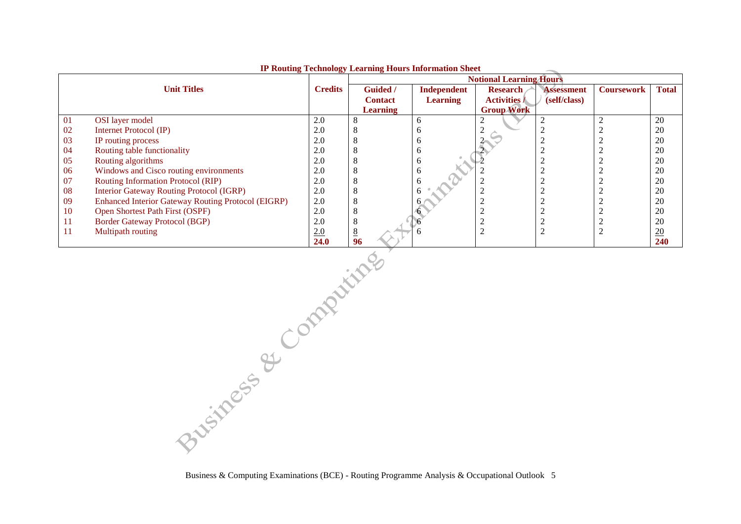**IP Routing Technology Learning Hours Information Sheet**

| Unit Titles | | Credits | Notional Learning Hours | | | | | |
|---|---|---|---|---|---|---|---|---|
| | | | Guided / Contact Learning | Independent Learning | Research Activities / Group Work | Assessment (self/class) | Coursework | Total |
| 01 | OSI layer model | 2.0 | 8 | 6 | 2 | 2 | 2 | 20 |
| 02 | Internet Protocol (IP) | 2.0 | 8 | 6 | 2 | 2 | 2 | 20 |
| 03 | IP routing process | 2.0 | 8 | 6 | 2 | 2 | 2 | 20 |
| 04 | Routing table functionality | 2.0 | 8 | 6 | 2 | 2 | 2 | 20 |
| 05 | Routing algorithms | 2.0 | 8 | 6 | 2 | 2 | 2 | 20 |
| 06 | Windows and Cisco routing environments | 2.0 | 8 | 6 | 2 | 2 | 2 | 20 |
| 07 | Routing Information Protocol (RIP) | 2.0 | 8 | 6 | 2 | 2 | 2 | 20 |
| 08 | Interior Gateway Routing Protocol (IGRP) | 2.0 | 8 | 6 | 2 | 2 | 2 | 20 |
| 09 | Enhanced Interior Gateway Routing Protocol (EIGRP) | 2.0 | 8 | 6 | 2 | 2 | 2 | 20 |
| 10 | Open Shortest Path First (OSPF) | 2.0 | 8 | 6 | 2 | 2 | 2 | 20 |
| 11 | Border Gateway Protocol (BGP) | 2.0 | 8 | 6 | 2 | 2 | 2 | 20 |
| 11 | Multipath routing | 2.0 | 8 | 6 | 2 | 2 | 2 | 20 |
| | | **24.0** | **96** | | | | | **240** |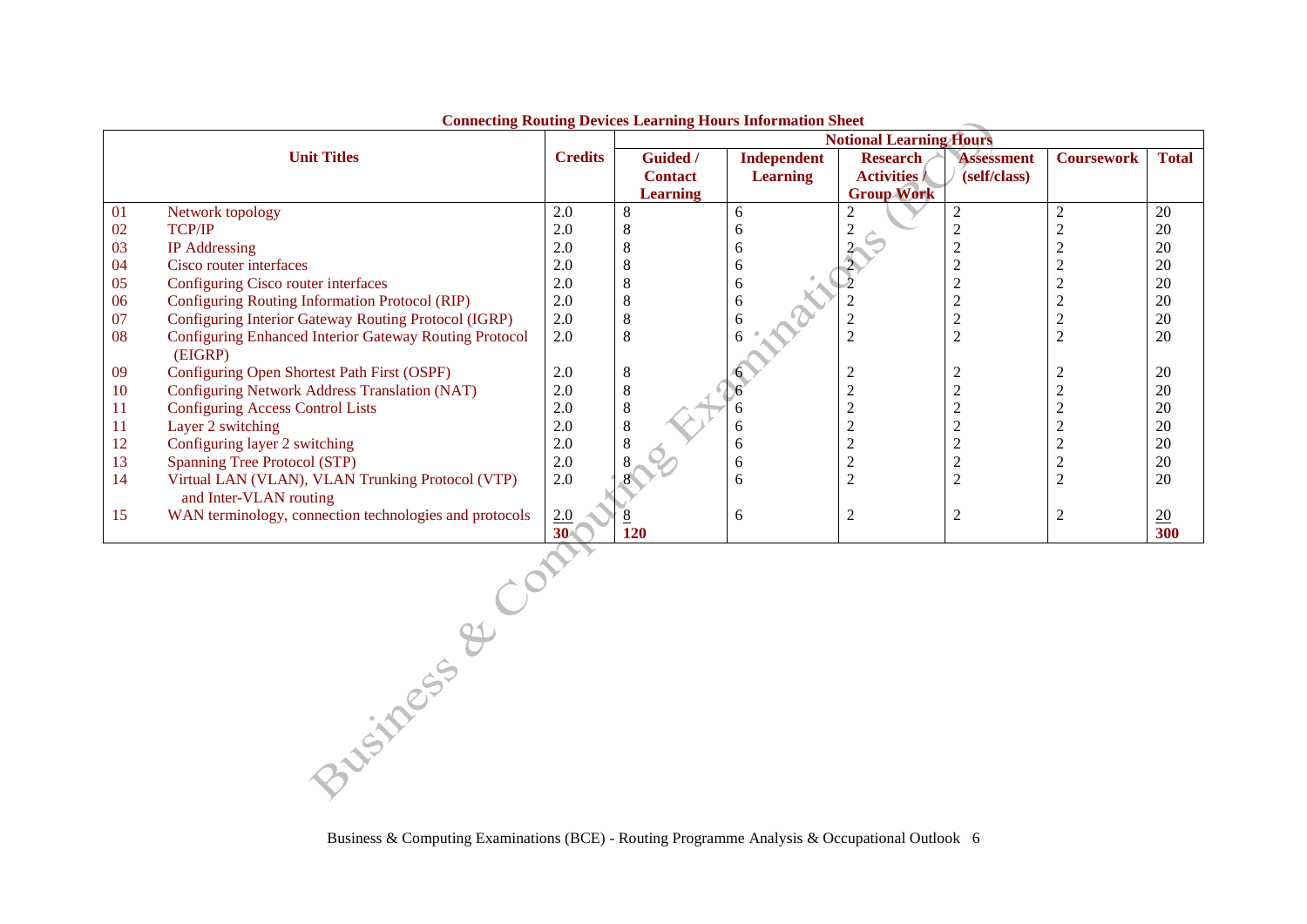**Connecting Routing Devices Learning Hours Information Sheet**

| | Unit Titles | Credits | Notional Learning Hours | | | | | |
|---|---|---|---|---|---|---|---|---|
| | | | **Guided / Contact Learning** | **Independent Learning** | **Research Activities / Group Work** | **Assessment (self/class)** | **Coursework** | **Total** |
| 01 | Network topology | 2.0 | 8 | 6 | 2 | 2 | 2 | 20 |
| 02 | TCP/IP | 2.0 | 8 | 6 | 2 | 2 | 2 | 20 |
| 03 | IP Addressing | 2.0 | 8 | 6 | 2 | 2 | 2 | 20 |
| 04 | Cisco router interfaces | 2.0 | 8 | 6 | 2 | 2 | 2 | 20 |
| 05 | Configuring Cisco router interfaces | 2.0 | 8 | 6 | 2 | 2 | 2 | 20 |
| 06 | Configuring Routing Information Protocol (RIP) | 2.0 | 8 | 6 | 2 | 2 | 2 | 20 |
| 07 | Configuring Interior Gateway Routing Protocol (IGRP) | 2.0 | 8 | 6 | 2 | 2 | 2 | 20 |
| 08 | Configuring Enhanced Interior Gateway Routing Protocol (EIGRP) | 2.0 | 8 | 6 | 2 | 2 | 2 | 20 |
| 09 | Configuring Open Shortest Path First (OSPF) | 2.0 | 8 | 6 | 2 | 2 | 2 | 20 |
| 10 | Configuring Network Address Translation (NAT) | 2.0 | 8 | 6 | 2 | 2 | 2 | 20 |
| 11 | Configuring Access Control Lists | 2.0 | 8 | 6 | 2 | 2 | 2 | 20 |
| 11 | Layer 2 switching | 2.0 | 8 | 6 | 2 | 2 | 2 | 20 |
| 12 | Configuring layer 2 switching | 2.0 | 8 | 6 | 2 | 2 | 2 | 20 |
| 13 | Spanning Tree Protocol (STP) | 2.0 | 8 | 6 | 2 | 2 | 2 | 20 |
| 14 | Virtual LAN (VLAN), VLAN Trunking Protocol (VTP) and Inter-VLAN routing | 2.0 | 8 | 6 | 2 | 2 | 2 | 20 |
| 15 | WAN terminology, connection technologies and protocols | 2.0 | 8 | 6 | 2 | 2 | 2 | 20 |
| | | **30** | **120** | | | | | **300** |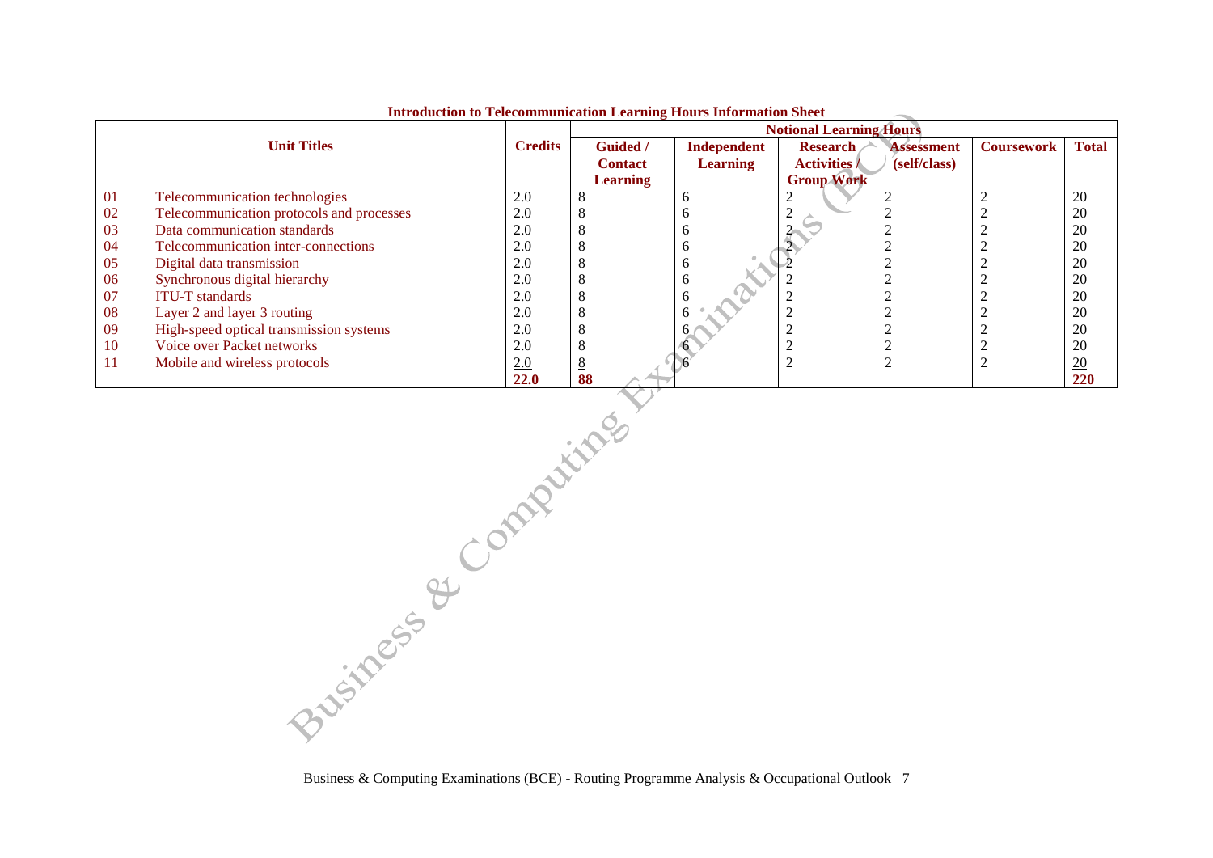**Introduction to Telecommunication Learning Hours Information Sheet**

| Unit Titles | | Credits | Notional Learning Hours | | | | | |
|---|---|---|---|---|---|---|---|---|
| | | | Guided / Contact Learning | Independent Learning | Research Activities / Group Work | Assessment (self/class) | Coursework | Total |
| 01 | Telecommunication technologies | 2.0 | 8 | 6 | 2 | 2 | 2 | 20 |
| 02 | Telecommunication protocols and processes | 2.0 | 8 | 6 | 2 | 2 | 2 | 20 |
| 03 | Data communication standards | 2.0 | 8 | 6 | 2 | 2 | 2 | 20 |
| 04 | Telecommunication inter-connections | 2.0 | 8 | 6 | 2 | 2 | 2 | 20 |
| 05 | Digital data transmission | 2.0 | 8 | 6 | 2 | 2 | 2 | 20 |
| 06 | Synchronous digital hierarchy | 2.0 | 8 | 6 | 2 | 2 | 2 | 20 |
| 07 | ITU-T standards | 2.0 | 8 | 6 | 2 | 2 | 2 | 20 |
| 08 | Layer 2 and layer 3 routing | 2.0 | 8 | 6 | 2 | 2 | 2 | 20 |
| 09 | High-speed optical transmission systems | 2.0 | 8 | 6 | 2 | 2 | 2 | 20 |
| 10 | Voice over Packet networks | 2.0 | 8 | 6 | 2 | 2 | 2 | 20 |
| 11 | Mobile and wireless protocols | 2.0 | 8 | 6 | 2 | 2 | 2 | 20 |
| | | **22.0** | **88** | | | | | **220** |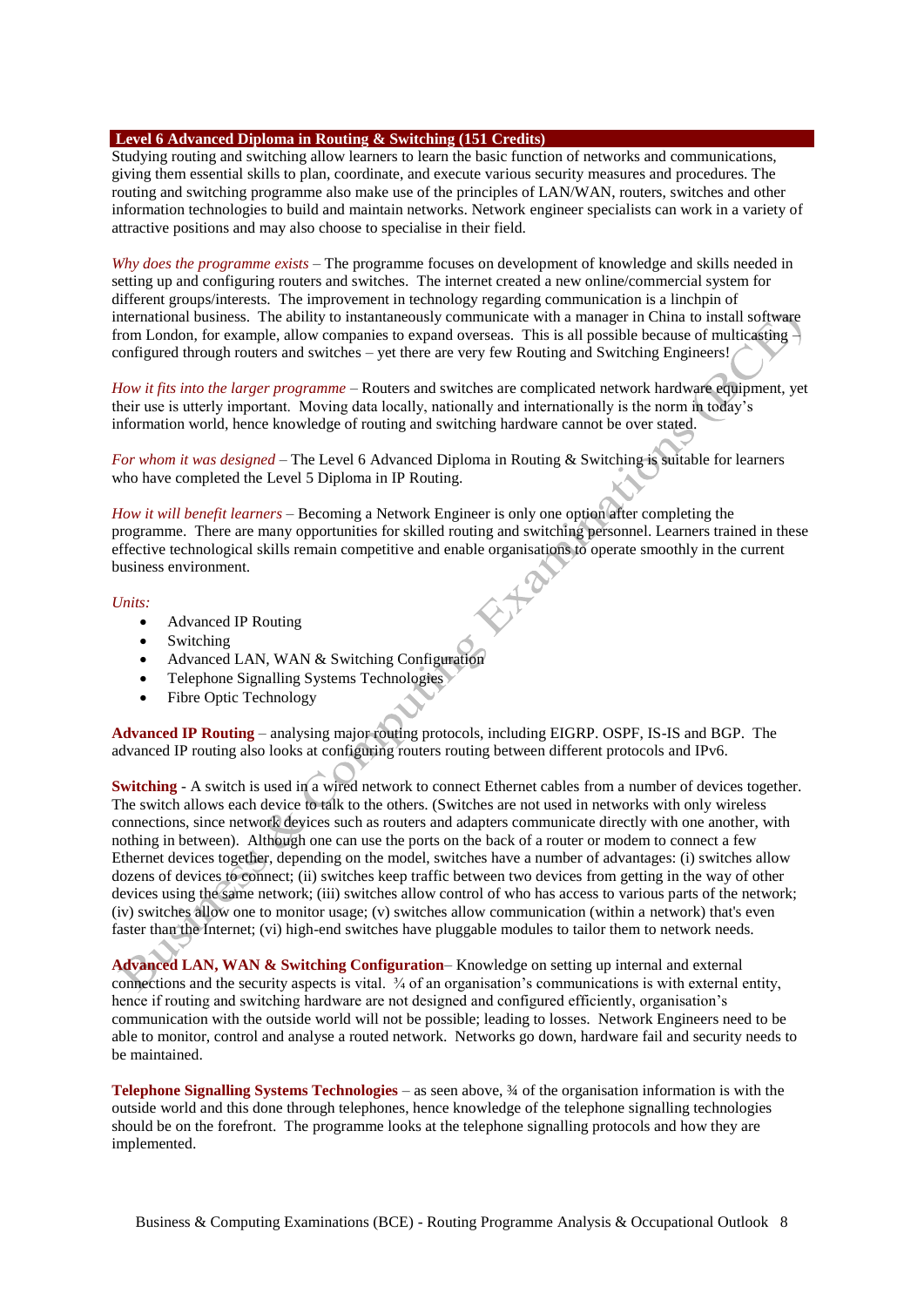## Level 6 Advanced Diploma in Routing & Switching (151 Credits)

Studying routing and switching allow learners to learn the basic function of networks and communications, giving them essential skills to plan, coordinate, and execute various security measures and procedures. The routing and switching programme also make use of the principles of LAN/WAN, routers, switches and other information technologies to build and maintain networks. Network engineer specialists can work in a variety of attractive positions and may also choose to specialise in their field.

*Why does the programme exists* – The programme focuses on development of knowledge and skills needed in setting up and configuring routers and switches. The internet created a new online/commercial system for different groups/interests. The improvement in technology regarding communication is a linchpin of international business. The ability to instantaneously communicate with a manager in China to install software from London, for example, allow companies to expand overseas. This is all possible because of multicasting – configured through routers and switches – yet there are very few Routing and Switching Engineers!

*How it fits into the larger programme* – Routers and switches are complicated network hardware equipment, yet their use is utterly important. Moving data locally, nationally and internationally is the norm in today's information world, hence knowledge of routing and switching hardware cannot be over stated.

*For whom it was designed* – The Level 6 Advanced Diploma in Routing & Switching is suitable for learners who have completed the Level 5 Diploma in IP Routing.

*How it will benefit learners* – Becoming a Network Engineer is only one option after completing the programme. There are many opportunities for skilled routing and switching personnel. Learners trained in these effective technological skills remain competitive and enable organisations to operate smoothly in the current business environment.

*Units:*

- Advanced IP Routing
- Switching
- Advanced LAN, WAN & Switching Configuration
- Telephone Signalling Systems Technologies
- Fibre Optic Technology

**Advanced IP Routing** – analysing major routing protocols, including EIGRP. OSPF, IS-IS and BGP. The advanced IP routing also looks at configuring routers routing between different protocols and IPv6.

**Switching** - A switch is used in a wired network to connect Ethernet cables from a number of devices together. The switch allows each device to talk to the others. (Switches are not used in networks with only wireless connections, since network devices such as routers and adapters communicate directly with one another, with nothing in between). Although one can use the ports on the back of a router or modem to connect a few Ethernet devices together, depending on the model, switches have a number of advantages: (i) switches allow dozens of devices to connect; (ii) switches keep traffic between two devices from getting in the way of other devices using the same network; (iii) switches allow control of who has access to various parts of the network; (iv) switches allow one to monitor usage; (v) switches allow communication (within a network) that's even faster than the Internet; (vi) high-end switches have pluggable modules to tailor them to network needs.

**Advanced LAN, WAN & Switching Configuration**– Knowledge on setting up internal and external connections and the security aspects is vital. ¾ of an organisation's communications is with external entity, hence if routing and switching hardware are not designed and configured efficiently, organisation's communication with the outside world will not be possible; leading to losses. Network Engineers need to be able to monitor, control and analyse a routed network. Networks go down, hardware fail and security needs to be maintained.

**Telephone Signalling Systems Technologies** – as seen above, ¾ of the organisation information is with the outside world and this done through telephones, hence knowledge of the telephone signalling technologies should be on the forefront. The programme looks at the telephone signalling protocols and how they are implemented.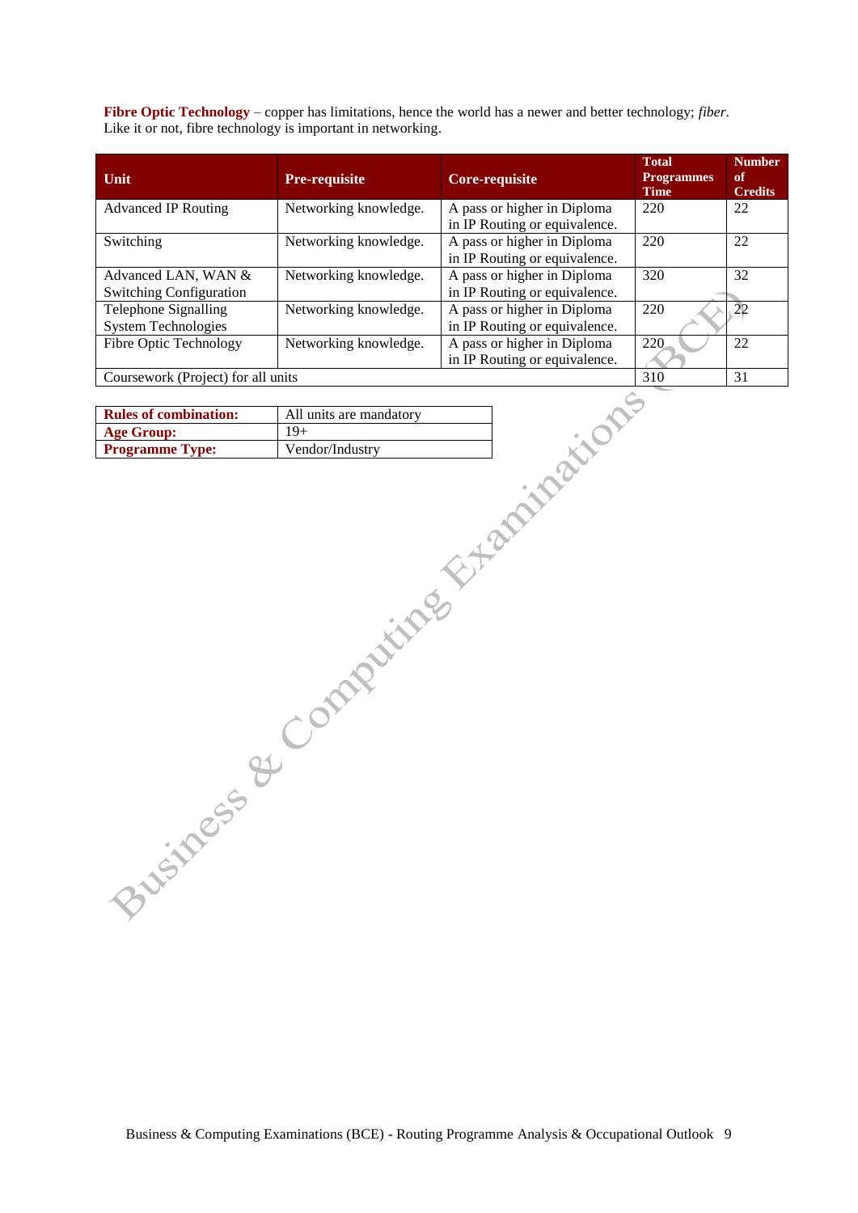**Fibre Optic Technology** – copper has limitations, hence the world has a newer and better technology; *fiber*. Like it or not, fibre technology is important in networking.

| Unit | Pre-requisite | Core-requisite | Total Programmes Time | Number of Credits |
|---|---|---|---|---|
| Advanced IP Routing | Networking knowledge. | A pass or higher in Diploma in IP Routing or equivalence. | 220 | 22 |
| Switching | Networking knowledge. | A pass or higher in Diploma in IP Routing or equivalence. | 220 | 22 |
| Advanced LAN, WAN & Switching Configuration | Networking knowledge. | A pass or higher in Diploma in IP Routing or equivalence. | 320 | 32 |
| Telephone Signalling System Technologies | Networking knowledge. | A pass or higher in Diploma in IP Routing or equivalence. | 220 | 22 |
| Fibre Optic Technology | Networking knowledge. | A pass or higher in Diploma in IP Routing or equivalence. | 220 | 22 |
| Coursework (Project) for all units | | | 310 | 31 |

| | |
|---|---|
| **Rules of combination:** | All units are mandatory |
| **Age Group:** | 19+ |
| **Programme Type:** | Vendor/Industry |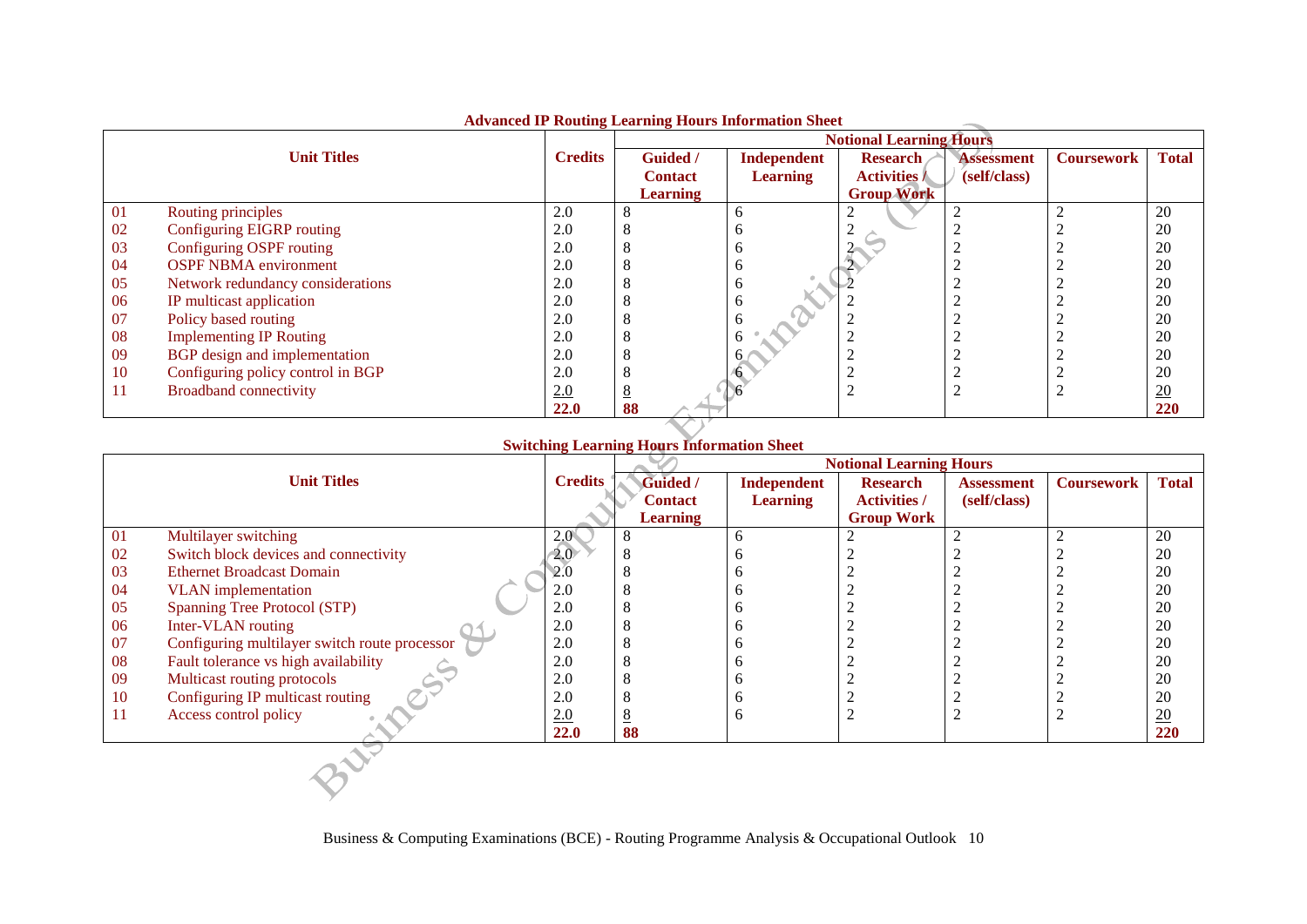## Advanced IP Routing Learning Hours Information Sheet

| | Unit Titles | Credits | Notional Learning Hours | | | | | |
|---|---|---|---|---|---|---|---|---|
| | | | Guided / Contact Learning | Independent Learning | Research Activities / Group Work | Assessment (self/class) | Coursework | Total |
| 01 | Routing principles | 2.0 | 8 | 6 | 2 | 2 | 2 | 20 |
| 02 | Configuring EIGRP routing | 2.0 | 8 | 6 | 2 | 2 | 2 | 20 |
| 03 | Configuring OSPF routing | 2.0 | 8 | 6 | 2 | 2 | 2 | 20 |
| 04 | OSPF NBMA environment | 2.0 | 8 | 6 | 2 | 2 | 2 | 20 |
| 05 | Network redundancy considerations | 2.0 | 8 | 6 | 2 | 2 | 2 | 20 |
| 06 | IP multicast application | 2.0 | 8 | 6 | 2 | 2 | 2 | 20 |
| 07 | Policy based routing | 2.0 | 8 | 6 | 2 | 2 | 2 | 20 |
| 08 | Implementing IP Routing | 2.0 | 8 | 6 | 2 | 2 | 2 | 20 |
| 09 | BGP design and implementation | 2.0 | 8 | 6 | 2 | 2 | 2 | 20 |
| 10 | Configuring policy control in BGP | 2.0 | 8 | 6 | 2 | 2 | 2 | 20 |
| 11 | Broadband connectivity | 2.0 | 8 | 6 | 2 | 2 | 2 | 20 |
| | | **22.0** | **88** | | | | | **220** |

## Switching Learning Hours Information Sheet

| | Unit Titles | Credits | Notional Learning Hours | | | | | |
|---|---|---|---|---|---|---|---|---|
| | | | Guided / Contact Learning | Independent Learning | Research Activities / Group Work | Assessment (self/class) | Coursework | Total |
| 01 | Multilayer switching | 2.0 | 8 | 6 | 2 | 2 | 2 | 20 |
| 02 | Switch block devices and connectivity | 2.0 | 8 | 6 | 2 | 2 | 2 | 20 |
| 03 | Ethernet Broadcast Domain | 2.0 | 8 | 6 | 2 | 2 | 2 | 20 |
| 04 | VLAN implementation | 2.0 | 8 | 6 | 2 | 2 | 2 | 20 |
| 05 | Spanning Tree Protocol (STP) | 2.0 | 8 | 6 | 2 | 2 | 2 | 20 |
| 06 | Inter-VLAN routing | 2.0 | 8 | 6 | 2 | 2 | 2 | 20 |
| 07 | Configuring multilayer switch route processor | 2.0 | 8 | 6 | 2 | 2 | 2 | 20 |
| 08 | Fault tolerance vs high availability | 2.0 | 8 | 6 | 2 | 2 | 2 | 20 |
| 09 | Multicast routing protocols | 2.0 | 8 | 6 | 2 | 2 | 2 | 20 |
| 10 | Configuring IP multicast routing | 2.0 | 8 | 6 | 2 | 2 | 2 | 20 |
| 11 | Access control policy | 2.0 | 8 | 6 | 2 | 2 | 2 | 20 |
| | | **22.0** | **88** | | | | | **220** |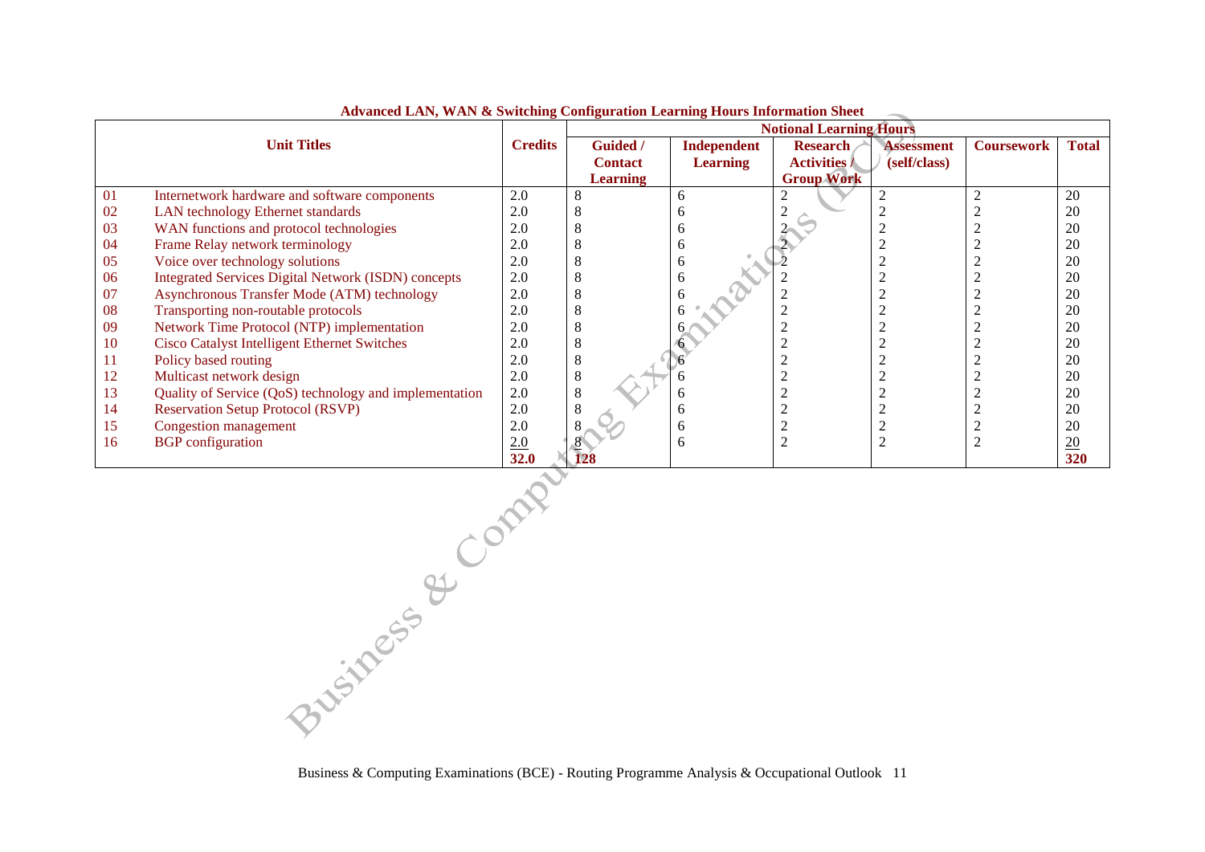**Advanced LAN, WAN & Switching Configuration Learning Hours Information Sheet**

| | Unit Titles | Credits | Notional Learning Hours | | | | | |
|---|---|---|---|---|---|---|---|---|
| | | | Guided / Contact Learning | Independent Learning | Research Activities / Group Work | Assessment (self/class) | Coursework | Total |
| 01 | Internetwork hardware and software components | 2.0 | 8 | 6 | 2 | 2 | 2 | 20 |
| 02 | LAN technology Ethernet standards | 2.0 | 8 | 6 | 2 | 2 | 2 | 20 |
| 03 | WAN functions and protocol technologies | 2.0 | 8 | 6 | 2 | 2 | 2 | 20 |
| 04 | Frame Relay network terminology | 2.0 | 8 | 6 | 2 | 2 | 2 | 20 |
| 05 | Voice over technology solutions | 2.0 | 8 | 6 | 2 | 2 | 2 | 20 |
| 06 | Integrated Services Digital Network (ISDN) concepts | 2.0 | 8 | 6 | 2 | 2 | 2 | 20 |
| 07 | Asynchronous Transfer Mode (ATM) technology | 2.0 | 8 | 6 | 2 | 2 | 2 | 20 |
| 08 | Transporting non-routable protocols | 2.0 | 8 | 6 | 2 | 2 | 2 | 20 |
| 09 | Network Time Protocol (NTP) implementation | 2.0 | 8 | 6 | 2 | 2 | 2 | 20 |
| 10 | Cisco Catalyst Intelligent Ethernet Switches | 2.0 | 8 | 6 | 2 | 2 | 2 | 20 |
| 11 | Policy based routing | 2.0 | 8 | 6 | 2 | 2 | 2 | 20 |
| 12 | Multicast network design | 2.0 | 8 | 6 | 2 | 2 | 2 | 20 |
| 13 | Quality of Service (QoS) technology and implementation | 2.0 | 8 | 6 | 2 | 2 | 2 | 20 |
| 14 | Reservation Setup Protocol (RSVP) | 2.0 | 8 | 6 | 2 | 2 | 2 | 20 |
| 15 | Congestion management | 2.0 | 8 | 6 | 2 | 2 | 2 | 20 |
| 16 | BGP configuration | 2.0 | 8 | 6 | 2 | 2 | 2 | 20 |
| | | **32.0** | **128** | | | | | **320** |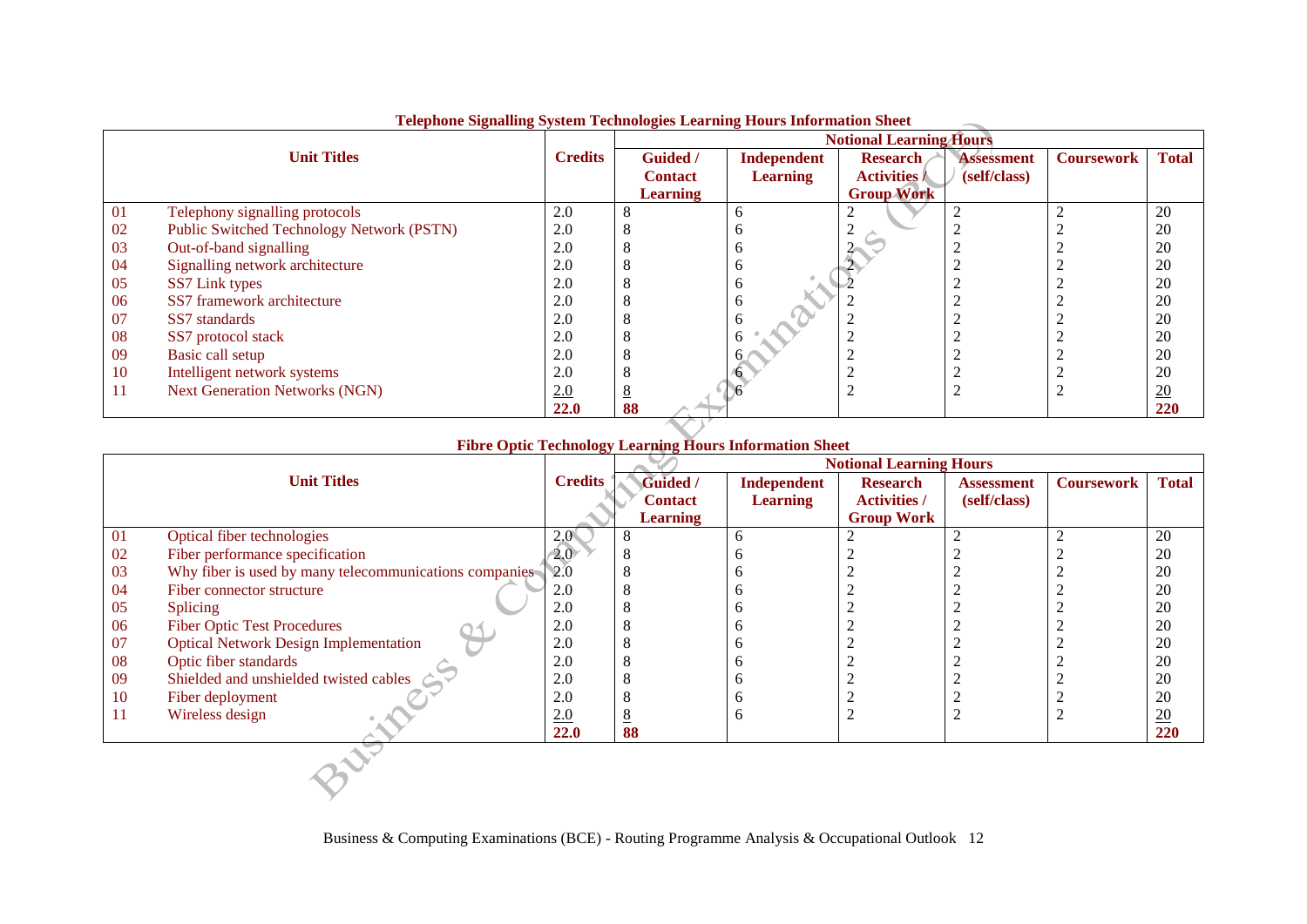**Telephone Signalling System Technologies Learning Hours Information Sheet**

| | Unit Titles | Credits | Notional Learning Hours | | | | | |
|---|---|---|---|---|---|---|---|---|
| | | | Guided / Contact Learning | Independent Learning | Research Activities / Group Work | Assessment (self/class) | Coursework | Total |
| 01 | Telephony signalling protocols | 2.0 | 8 | 6 | 2 | 2 | 2 | 20 |
| 02 | Public Switched Technology Network (PSTN) | 2.0 | 8 | 6 | 2 | 2 | 2 | 20 |
| 03 | Out-of-band signalling | 2.0 | 8 | 6 | 2 | 2 | 2 | 20 |
| 04 | Signalling network architecture | 2.0 | 8 | 6 | 2 | 2 | 2 | 20 |
| 05 | SS7 Link types | 2.0 | 8 | 6 | 2 | 2 | 2 | 20 |
| 06 | SS7 framework architecture | 2.0 | 8 | 6 | 2 | 2 | 2 | 20 |
| 07 | SS7 standards | 2.0 | 8 | 6 | 2 | 2 | 2 | 20 |
| 08 | SS7 protocol stack | 2.0 | 8 | 6 | 2 | 2 | 2 | 20 |
| 09 | Basic call setup | 2.0 | 8 | 6 | 2 | 2 | 2 | 20 |
| 10 | Intelligent network systems | 2.0 | 8 | 6 | 2 | 2 | 2 | 20 |
| 11 | Next Generation Networks (NGN) | 2.0 | 8 | 6 | 2 | 2 | 2 | 20 |
| | | **22.0** | **88** | | | | | **220** |

**Fibre Optic Technology Learning Hours Information Sheet**

| | Unit Titles | Credits | Notional Learning Hours | | | | | |
|---|---|---|---|---|---|---|---|---|
| | | | Guided / Contact Learning | Independent Learning | Research Activities / Group Work | Assessment (self/class) | Coursework | Total |
| 01 | Optical fiber technologies | 2.0 | 8 | 6 | 2 | 2 | 2 | 20 |
| 02 | Fiber performance specification | 2.0 | 8 | 6 | 2 | 2 | 2 | 20 |
| 03 | Why fiber is used by many telecommunications companies | 2.0 | 8 | 6 | 2 | 2 | 2 | 20 |
| 04 | Fiber connector structure | 2.0 | 8 | 6 | 2 | 2 | 2 | 20 |
| 05 | Splicing | 2.0 | 8 | 6 | 2 | 2 | 2 | 20 |
| 06 | Fiber Optic Test Procedures | 2.0 | 8 | 6 | 2 | 2 | 2 | 20 |
| 07 | Optical Network Design Implementation | 2.0 | 8 | 6 | 2 | 2 | 2 | 20 |
| 08 | Optic fiber standards | 2.0 | 8 | 6 | 2 | 2 | 2 | 20 |
| 09 | Shielded and unshielded twisted cables | 2.0 | 8 | 6 | 2 | 2 | 2 | 20 |
| 10 | Fiber deployment | 2.0 | 8 | 6 | 2 | 2 | 2 | 20 |
| 11 | Wireless design | 2.0 | 8 | 6 | 2 | 2 | 2 | 20 |
| | | **22.0** | **88** | | | | | **220** |